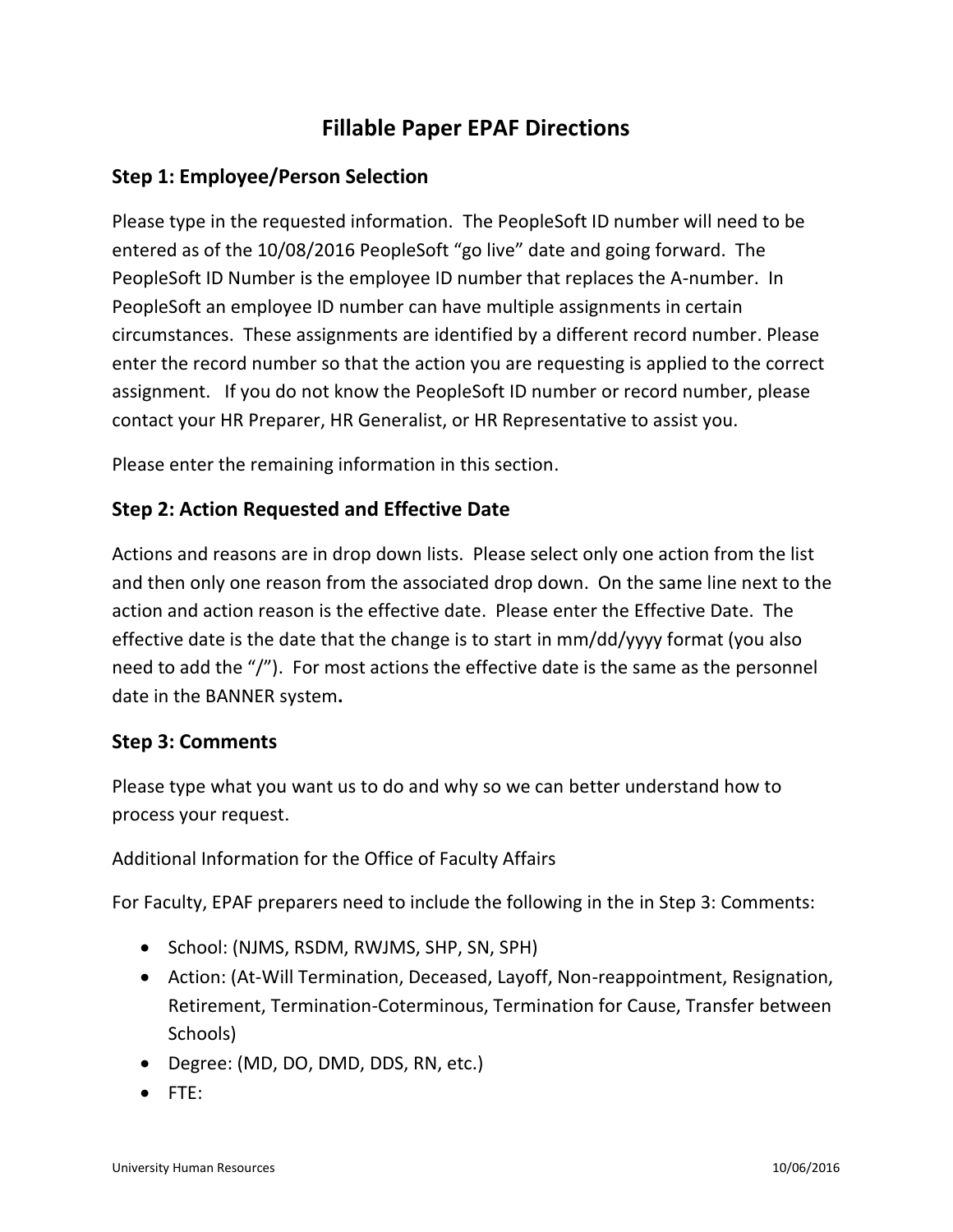# Fillable Paper EPAF Directions

## Step 1: Employee/Person Selection

Please type in the requested information. The PeopleSoft ID number will need to be entered as of the 10/08/2016 PeopleSoft "go live" date and going forward. The PeopleSoft ID Number is the employee ID number that replaces the A-number. In PeopleSoft an employee ID number can have multiple assignments in certain circumstances. These assignments are identified by a different record number. Please enter the record number so that the action you are requesting is applied to the correct assignment. If you do not know the PeopleSoft ID number or record number, please contact your HR Preparer, HR Generalist, or HR Representative to assist you.

Please enter the remaining information in this section.

## Step 2: Action Requested and Effective Date

Actions and reasons are in drop down lists. Please select only one action from the list and then only one reason from the associated drop down. On the same line next to the action and action reason is the effective date. Please enter the Effective Date. The effective date is the date that the change is to start in mm/dd/yyyy format (you also need to add the "/"). For most actions the effective date is the same as the personnel date in the BANNER system**.**

## Step 3: Comments

Please type what you want us to do and why so we can better understand how to process your request.

Additional Information for the Office of Faculty Affairs

For Faculty, EPAF preparers need to include the following in the in Step 3: Comments:

- School: (NJMS, RSDM, RWJMS, SHP, SN, SPH)
- Action: (At-Will Termination, Deceased, Layoff, Non-reappointment, Resignation, Retirement, Termination-Coterminous, Termination for Cause, Transfer between Schools)
- Degree: (MD, DO, DMD, DDS, RN, etc.)
- FTE: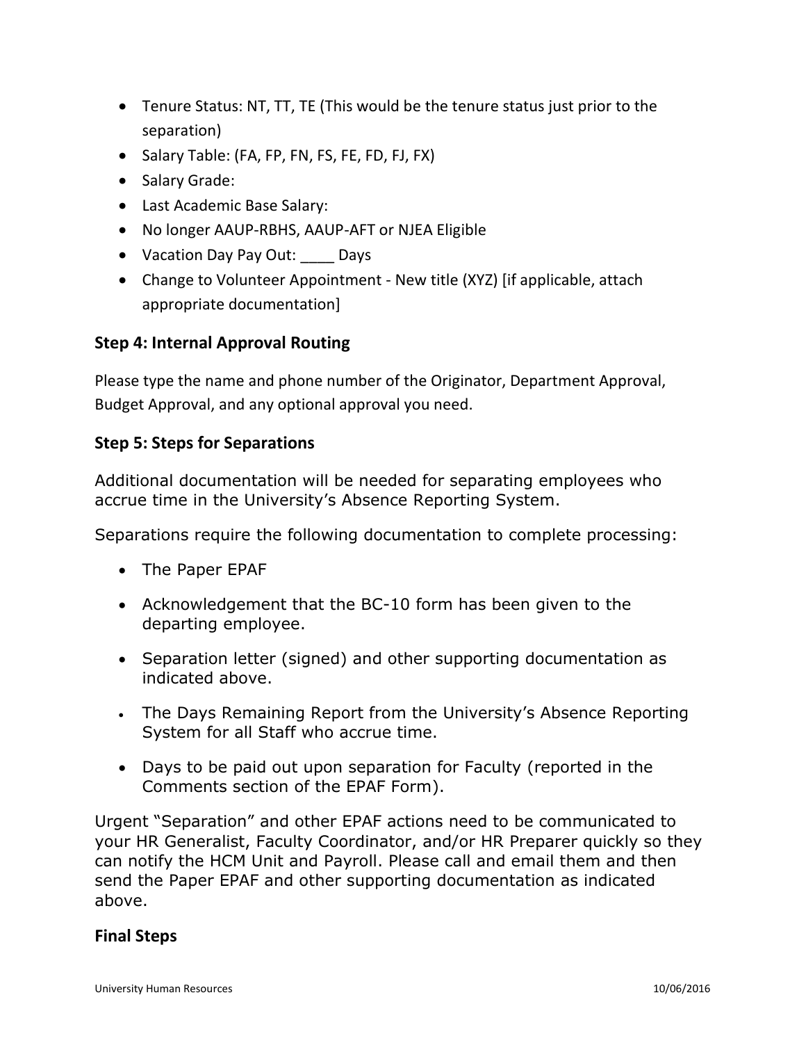- Tenure Status: NT, TT, TE (This would be the tenure status just prior to the separation)
- Salary Table: (FA, FP, FN, FS, FE, FD, FJ, FX)
- Salary Grade:
- Last Academic Base Salary:
- No longer AAUP-RBHS, AAUP-AFT or NJEA Eligible
- Vacation Day Pay Out: ____ Days
- Change to Volunteer Appointment - New title (XYZ) [if applicable, attach appropriate documentation]

### Step 4: Internal Approval Routing

Please type the name and phone number of the Originator, Department Approval, Budget Approval, and any optional approval you need.

### Step 5: Steps for Separations

Additional documentation will be needed for separating employees who accrue time in the University's Absence Reporting System.

Separations require the following documentation to complete processing:

- The Paper EPAF
- Acknowledgement that the BC-10 form has been given to the departing employee.
- Separation letter (signed) and other supporting documentation as indicated above.
- The Days Remaining Report from the University's Absence Reporting System for all Staff who accrue time.
- Days to be paid out upon separation for Faculty (reported in the Comments section of the EPAF Form).

Urgent "Separation" and other EPAF actions need to be communicated to your HR Generalist, Faculty Coordinator, and/or HR Preparer quickly so they can notify the HCM Unit and Payroll. Please call and email them and then send the Paper EPAF and other supporting documentation as indicated above.

### Final Steps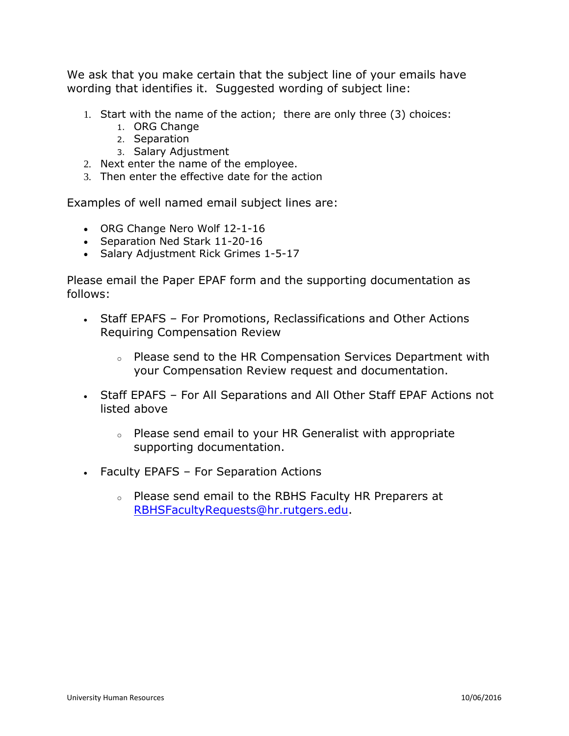We ask that you make certain that the subject line of your emails have wording that identifies it. Suggested wording of subject line:

1. Start with the name of the action; there are only three (3) choices:
   1. ORG Change
   2. Separation
   3. Salary Adjustment
2. Next enter the name of the employee.
3. Then enter the effective date for the action

Examples of well named email subject lines are:

- ORG Change Nero Wolf 12-1-16
- Separation Ned Stark 11-20-16
- Salary Adjustment Rick Grimes 1-5-17

Please email the Paper EPAF form and the supporting documentation as follows:

- Staff EPAFS – For Promotions, Reclassifications and Other Actions Requiring Compensation Review
  - Please send to the HR Compensation Services Department with your Compensation Review request and documentation.
- Staff EPAFS – For All Separations and All Other Staff EPAF Actions not listed above
  - Please send email to your HR Generalist with appropriate supporting documentation.
- Faculty EPAFS – For Separation Actions
  - Please send email to the RBHS Faculty HR Preparers at RBHSFacultyRequests@hr.rutgers.edu.